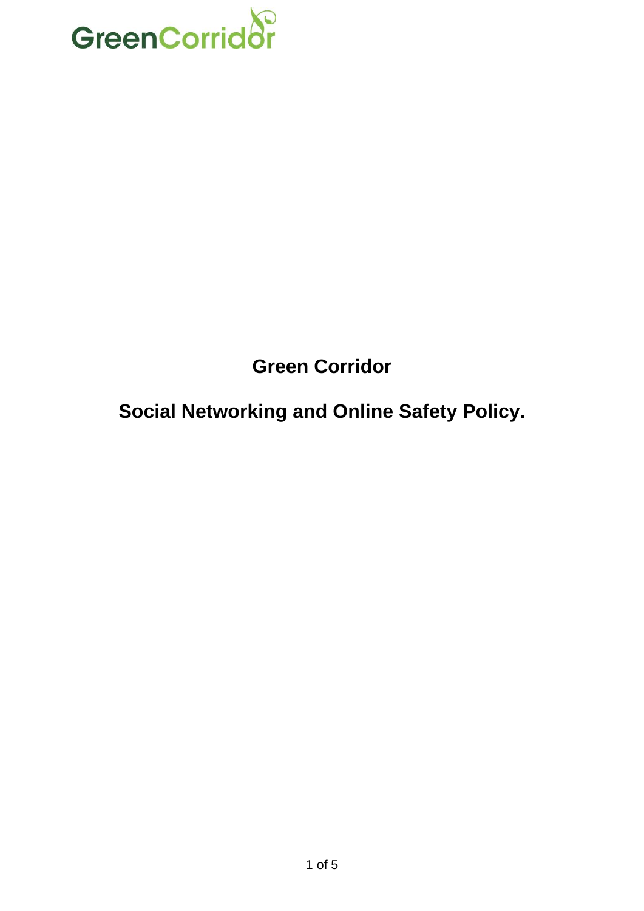GreenCorridor

# Green Corridor

# Social Networking and Online Safety Policy.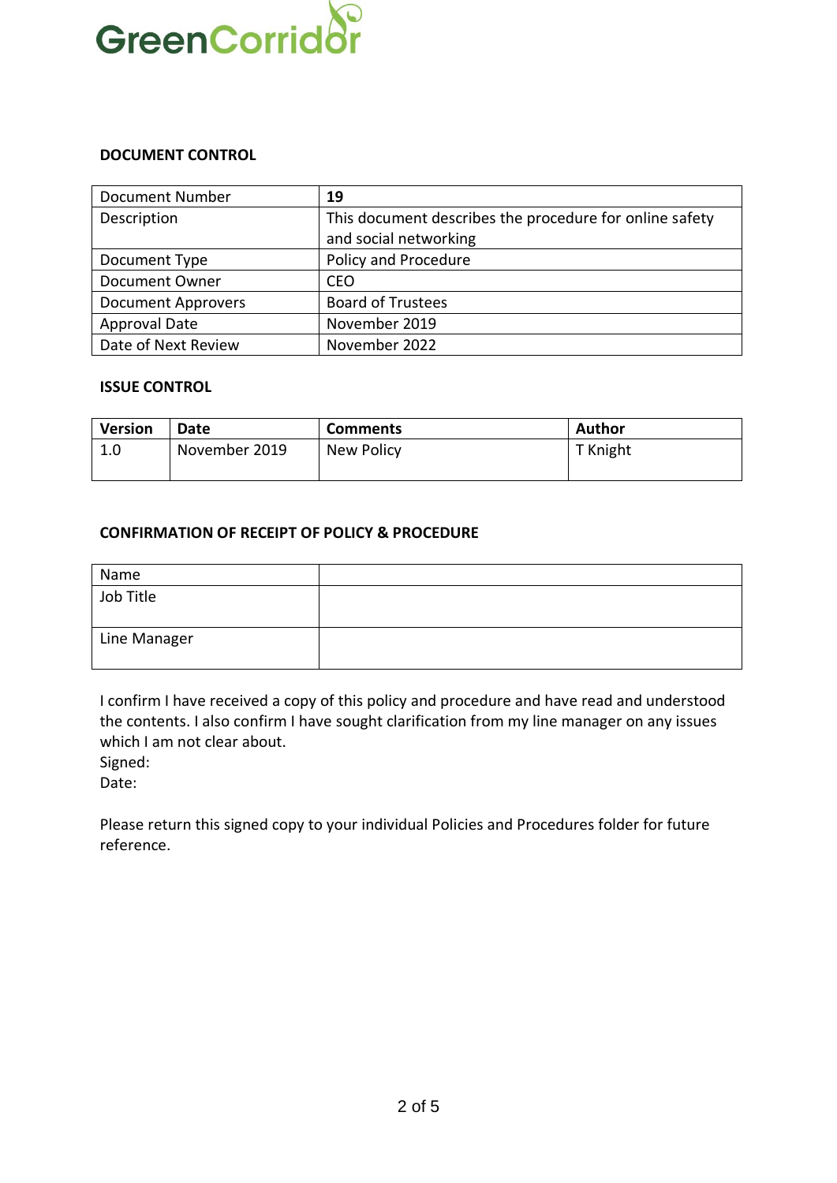GreenCorridor

### DOCUMENT CONTROL

| Document Number | **19** |
|---|---|
| Description | This document describes the procedure for online safety and social networking |
| Document Type | Policy and Procedure |
| Document Owner | CEO |
| Document Approvers | Board of Trustees |
| Approval Date | November 2019 |
| Date of Next Review | November 2022 |

### ISSUE CONTROL

| Version | Date | Comments | Author |
|---|---|---|---|
| 1.0 | November 2019 | New Policy | T Knight |

### CONFIRMATION OF RECEIPT OF POLICY & PROCEDURE

| Name | |
|---|---|
| Job Title | |
| Line Manager | |

I confirm I have received a copy of this policy and procedure and have read and understood the contents. I also confirm I have sought clarification from my line manager on any issues which I am not clear about.
Signed:
Date:

Please return this signed copy to your individual Policies and Procedures folder for future reference.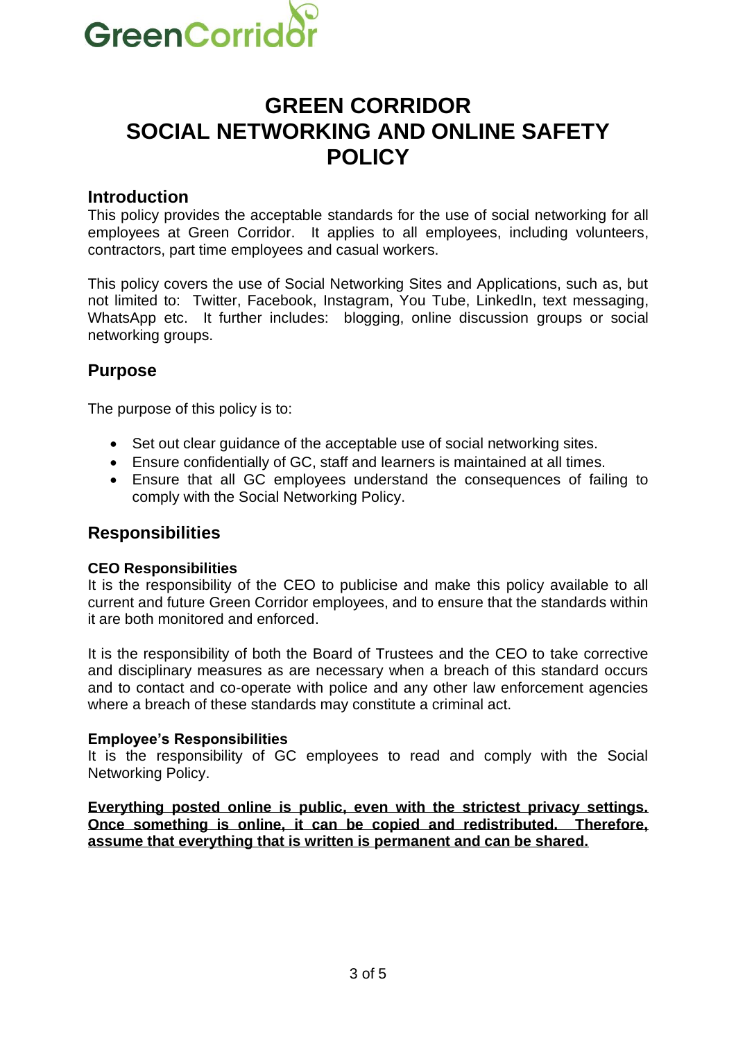GreenCorridor

# GREEN CORRIDOR SOCIAL NETWORKING AND ONLINE SAFETY POLICY

## Introduction

This policy provides the acceptable standards for the use of social networking for all employees at Green Corridor. It applies to all employees, including volunteers, contractors, part time employees and casual workers.

This policy covers the use of Social Networking Sites and Applications, such as, but not limited to: Twitter, Facebook, Instagram, You Tube, LinkedIn, text messaging, WhatsApp etc. It further includes: blogging, online discussion groups or social networking groups.

## Purpose

The purpose of this policy is to:

- Set out clear guidance of the acceptable use of social networking sites.
- Ensure confidentially of GC, staff and learners is maintained at all times.
- Ensure that all GC employees understand the consequences of failing to comply with the Social Networking Policy.

## Responsibilities

### CEO Responsibilities

It is the responsibility of the CEO to publicise and make this policy available to all current and future Green Corridor employees, and to ensure that the standards within it are both monitored and enforced.

It is the responsibility of both the Board of Trustees and the CEO to take corrective and disciplinary measures as are necessary when a breach of this standard occurs and to contact and co-operate with police and any other law enforcement agencies where a breach of these standards may constitute a criminal act.

### Employee's Responsibilities

It is the responsibility of GC employees to read and comply with the Social Networking Policy.

<u>**Everything posted online is public, even with the strictest privacy settings. Once something is online, it can be copied and redistributed. Therefore, assume that everything that is written is permanent and can be shared.**</u>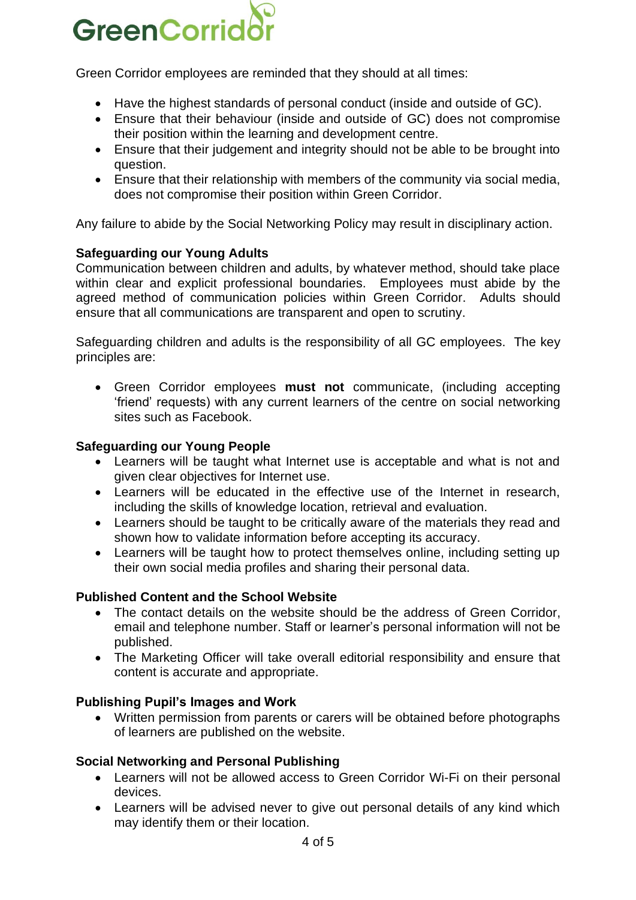Green Corridor employees are reminded that they should at all times:

- Have the highest standards of personal conduct (inside and outside of GC).
- Ensure that their behaviour (inside and outside of GC) does not compromise their position within the learning and development centre.
- Ensure that their judgement and integrity should not be able to be brought into question.
- Ensure that their relationship with members of the community via social media, does not compromise their position within Green Corridor.

Any failure to abide by the Social Networking Policy may result in disciplinary action.

**Safeguarding our Young Adults**
Communication between children and adults, by whatever method, should take place within clear and explicit professional boundaries. Employees must abide by the agreed method of communication policies within Green Corridor. Adults should ensure that all communications are transparent and open to scrutiny.

Safeguarding children and adults is the responsibility of all GC employees. The key principles are:

- Green Corridor employees **must not** communicate, (including accepting 'friend' requests) with any current learners of the centre on social networking sites such as Facebook.

**Safeguarding our Young People**

- Learners will be taught what Internet use is acceptable and what is not and given clear objectives for Internet use.
- Learners will be educated in the effective use of the Internet in research, including the skills of knowledge location, retrieval and evaluation.
- Learners should be taught to be critically aware of the materials they read and shown how to validate information before accepting its accuracy.
- Learners will be taught how to protect themselves online, including setting up their own social media profiles and sharing their personal data.

**Published Content and the School Website**

- The contact details on the website should be the address of Green Corridor, email and telephone number. Staff or learner's personal information will not be published.
- The Marketing Officer will take overall editorial responsibility and ensure that content is accurate and appropriate.

**Publishing Pupil's Images and Work**

- Written permission from parents or carers will be obtained before photographs of learners are published on the website.

**Social Networking and Personal Publishing**

- Learners will not be allowed access to Green Corridor Wi-Fi on their personal devices.
- Learners will be advised never to give out personal details of any kind which may identify them or their location.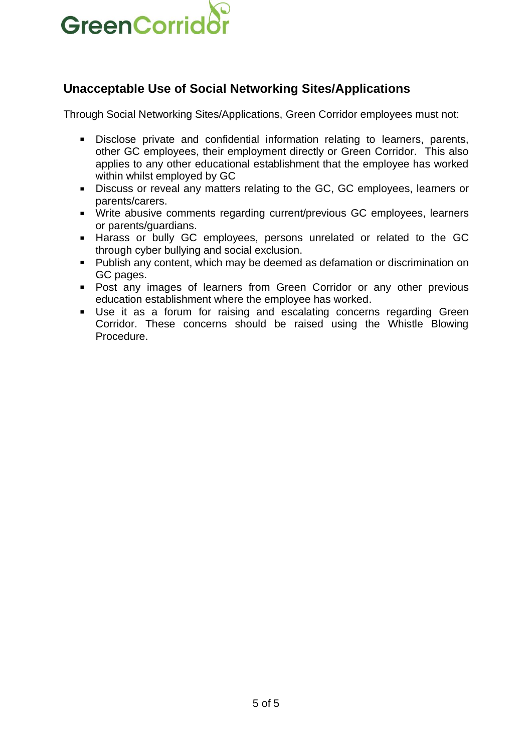## Unacceptable Use of Social Networking Sites/Applications

Through Social Networking Sites/Applications, Green Corridor employees must not:

- Disclose private and confidential information relating to learners, parents, other GC employees, their employment directly or Green Corridor. This also applies to any other educational establishment that the employee has worked within whilst employed by GC
- Discuss or reveal any matters relating to the GC, GC employees, learners or parents/carers.
- Write abusive comments regarding current/previous GC employees, learners or parents/guardians.
- Harass or bully GC employees, persons unrelated or related to the GC through cyber bullying and social exclusion.
- Publish any content, which may be deemed as defamation or discrimination on GC pages.
- Post any images of learners from Green Corridor or any other previous education establishment where the employee has worked.
- Use it as a forum for raising and escalating concerns regarding Green Corridor. These concerns should be raised using the Whistle Blowing Procedure.